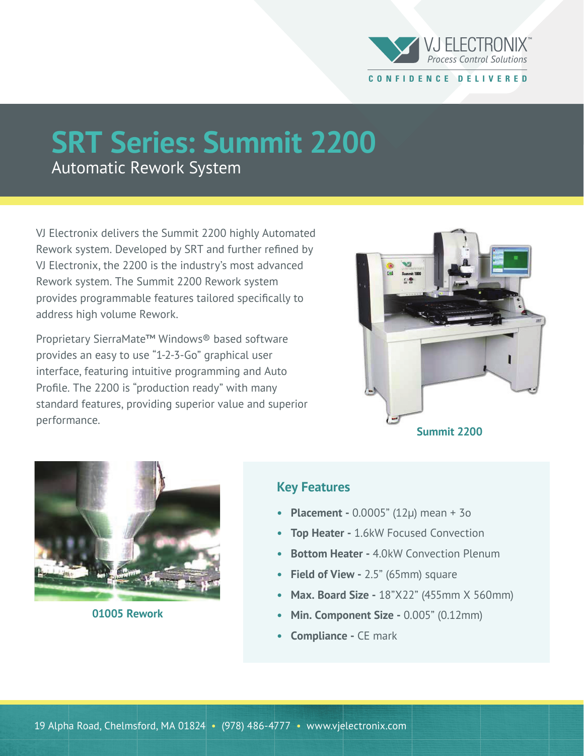VJ ELECTRONIX™
*Process Control Solutions*

CONFIDENCE DELIVERED

# SRT Series: Summit 2200

## Automatic Rework System

VJ Electronix delivers the Summit 2200 highly Automated Rework system. Developed by SRT and further refined by VJ Electronix, the 2200 is the industry's most advanced Rework system. The Summit 2200 Rework system provides programmable features tailored specifically to address high volume Rework.

Proprietary SierraMate™ Windows® based software provides an easy to use "1-2-3-Go" graphical user interface, featuring intuitive programming and Auto Profile. The 2200 is "production ready" with many standard features, providing superior value and superior performance.

Summit 2200

01005 Rework

### Key Features

- **Placement -** 0.0005" (12μ) mean + 3σ
- **Top Heater -** 1.6kW Focused Convection
- **Bottom Heater -** 4.0kW Convection Plenum
- **Field of View -** 2.5" (65mm) square
- **Max. Board Size -** 18"X22" (455mm X 560mm)
- **Min. Component Size -** 0.005" (0.12mm)
- **Compliance -** CE mark

19 Alpha Road, Chelmsford, MA 01824 • (978) 486-4777 • www.vjelectronix.com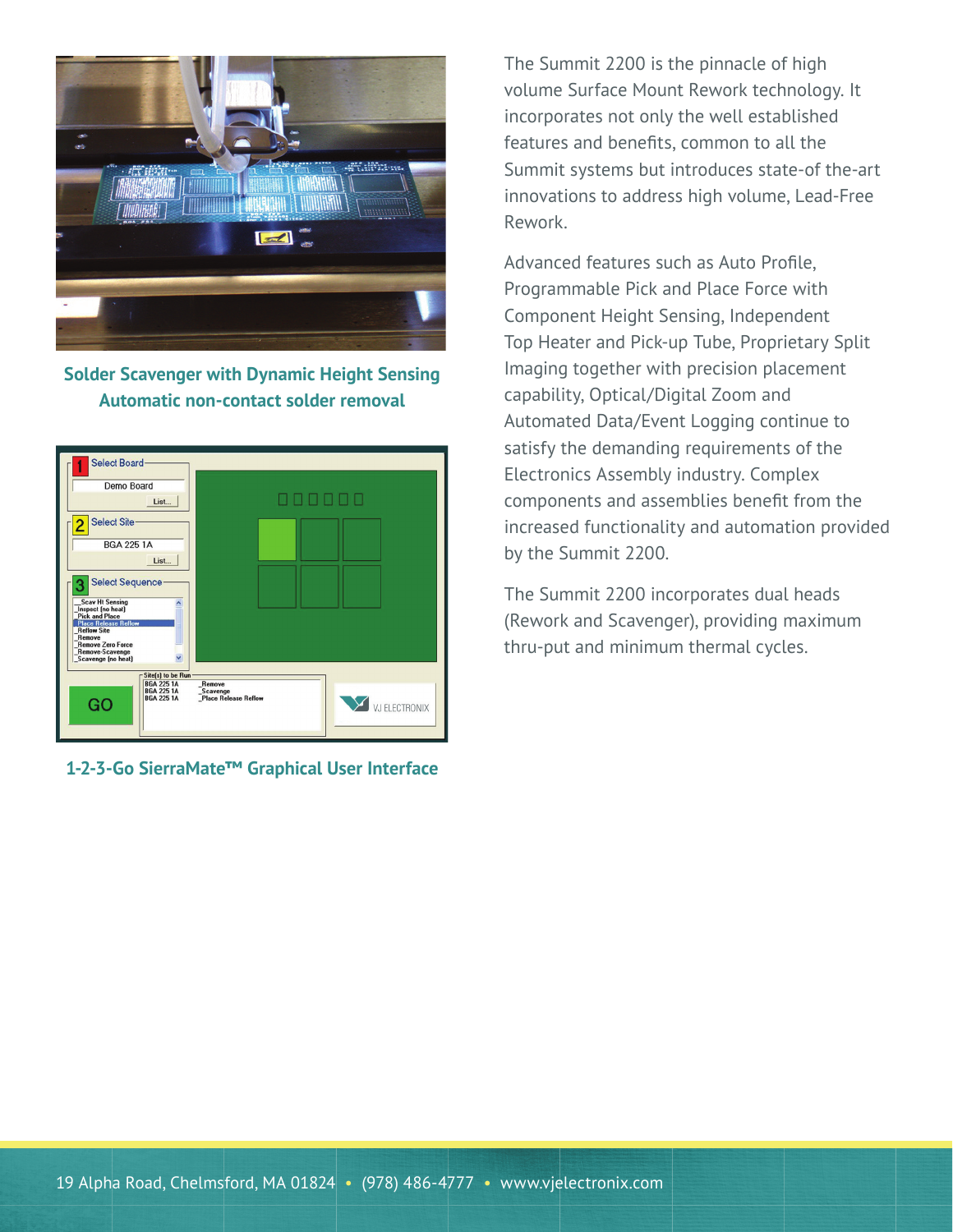Solder Scavenger with Dynamic Height Sensing
Automatic non-contact solder removal

1-2-3-Go SierraMate™ Graphical User Interface

The Summit 2200 is the pinnacle of high volume Surface Mount Rework technology. It incorporates not only the well established features and benefits, common to all the Summit systems but introduces state-of the-art innovations to address high volume, Lead-Free Rework.

Advanced features such as Auto Profile, Programmable Pick and Place Force with Component Height Sensing, Independent Top Heater and Pick-up Tube, Proprietary Split Imaging together with precision placement capability, Optical/Digital Zoom and Automated Data/Event Logging continue to satisfy the demanding requirements of the Electronics Assembly industry. Complex components and assemblies benefit from the increased functionality and automation provided by the Summit 2200.

The Summit 2200 incorporates dual heads (Rework and Scavenger), providing maximum thru-put and minimum thermal cycles.

19 Alpha Road, Chelmsford, MA 01824 • (978) 486-4777 • www.vjelectronix.com